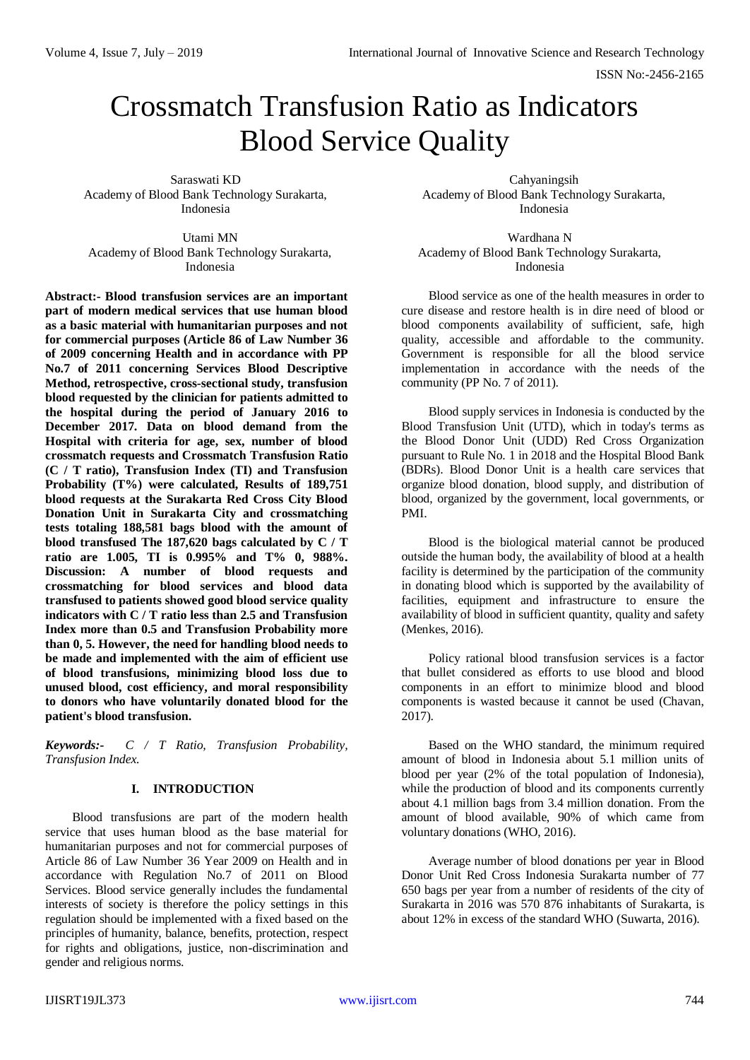# Crossmatch Transfusion Ratio as Indicators Blood Service Quality

Saraswati KD
Academy of Blood Bank Technology Surakarta, Indonesia

Cahyaningsih
Academy of Blood Bank Technology Surakarta, Indonesia

Utami MN
Academy of Blood Bank Technology Surakarta, Indonesia

Wardhana N
Academy of Blood Bank Technology Surakarta, Indonesia

**Abstract:- Blood transfusion services are an important part of modern medical services that use human blood as a basic material with humanitarian purposes and not for commercial purposes (Article 86 of Law Number 36 of 2009 concerning Health and in accordance with PP No.7 of 2011 concerning Services Blood Descriptive Method, retrospective, cross-sectional study, transfusion blood requested by the clinician for patients admitted to the hospital during the period of January 2016 to December 2017. Data on blood demand from the Hospital with criteria for age, sex, number of blood crossmatch requests and Crossmatch Transfusion Ratio (C / T ratio), Transfusion Index (TI) and Transfusion Probability (T%) were calculated, Results of 189,751 blood requests at the Surakarta Red Cross City Blood Donation Unit in Surakarta City and crossmatching tests totaling 188,581 bags blood with the amount of blood transfused The 187,620 bags calculated by C / T ratio are 1.005, TI is 0.995% and T% 0, 988%. Discussion: A number of blood requests and crossmatching for blood services and blood data transfused to patients showed good blood service quality indicators with C / T ratio less than 2.5 and Transfusion Index more than 0.5 and Transfusion Probability more than 0, 5. However, the need for handling blood needs to be made and implemented with the aim of efficient use of blood transfusions, minimizing blood loss due to unused blood, cost efficiency, and moral responsibility to donors who have voluntarily donated blood for the patient's blood transfusion.**

***Keywords:-*** *C / T Ratio, Transfusion Probability, Transfusion Index.*

## I. INTRODUCTION

Blood transfusions are part of the modern health service that uses human blood as the base material for humanitarian purposes and not for commercial purposes of Article 86 of Law Number 36 Year 2009 on Health and in accordance with Regulation No.7 of 2011 on Blood Services. Blood service generally includes the fundamental interests of society is therefore the policy settings in this regulation should be implemented with a fixed based on the principles of humanity, balance, benefits, protection, respect for rights and obligations, justice, non-discrimination and gender and religious norms.

Blood service as one of the health measures in order to cure disease and restore health is in dire need of blood or blood components availability of sufficient, safe, high quality, accessible and affordable to the community. Government is responsible for all the blood service implementation in accordance with the needs of the community (PP No. 7 of 2011).

Blood supply services in Indonesia is conducted by the Blood Transfusion Unit (UTD), which in today's terms as the Blood Donor Unit (UDD) Red Cross Organization pursuant to Rule No. 1 in 2018 and the Hospital Blood Bank (BDRs). Blood Donor Unit is a health care services that organize blood donation, blood supply, and distribution of blood, organized by the government, local governments, or PMI.

Blood is the biological material cannot be produced outside the human body, the availability of blood at a health facility is determined by the participation of the community in donating blood which is supported by the availability of facilities, equipment and infrastructure to ensure the availability of blood in sufficient quantity, quality and safety (Menkes, 2016).

Policy rational blood transfusion services is a factor that bullet considered as efforts to use blood and blood components in an effort to minimize blood and blood components is wasted because it cannot be used (Chavan, 2017).

Based on the WHO standard, the minimum required amount of blood in Indonesia about 5.1 million units of blood per year (2% of the total population of Indonesia), while the production of blood and its components currently about 4.1 million bags from 3.4 million donation. From the amount of blood available, 90% of which came from voluntary donations (WHO, 2016).

Average number of blood donations per year in Blood Donor Unit Red Cross Indonesia Surakarta number of 77 650 bags per year from a number of residents of the city of Surakarta in 2016 was 570 876 inhabitants of Surakarta, is about 12% in excess of the standard WHO (Suwarta, 2016).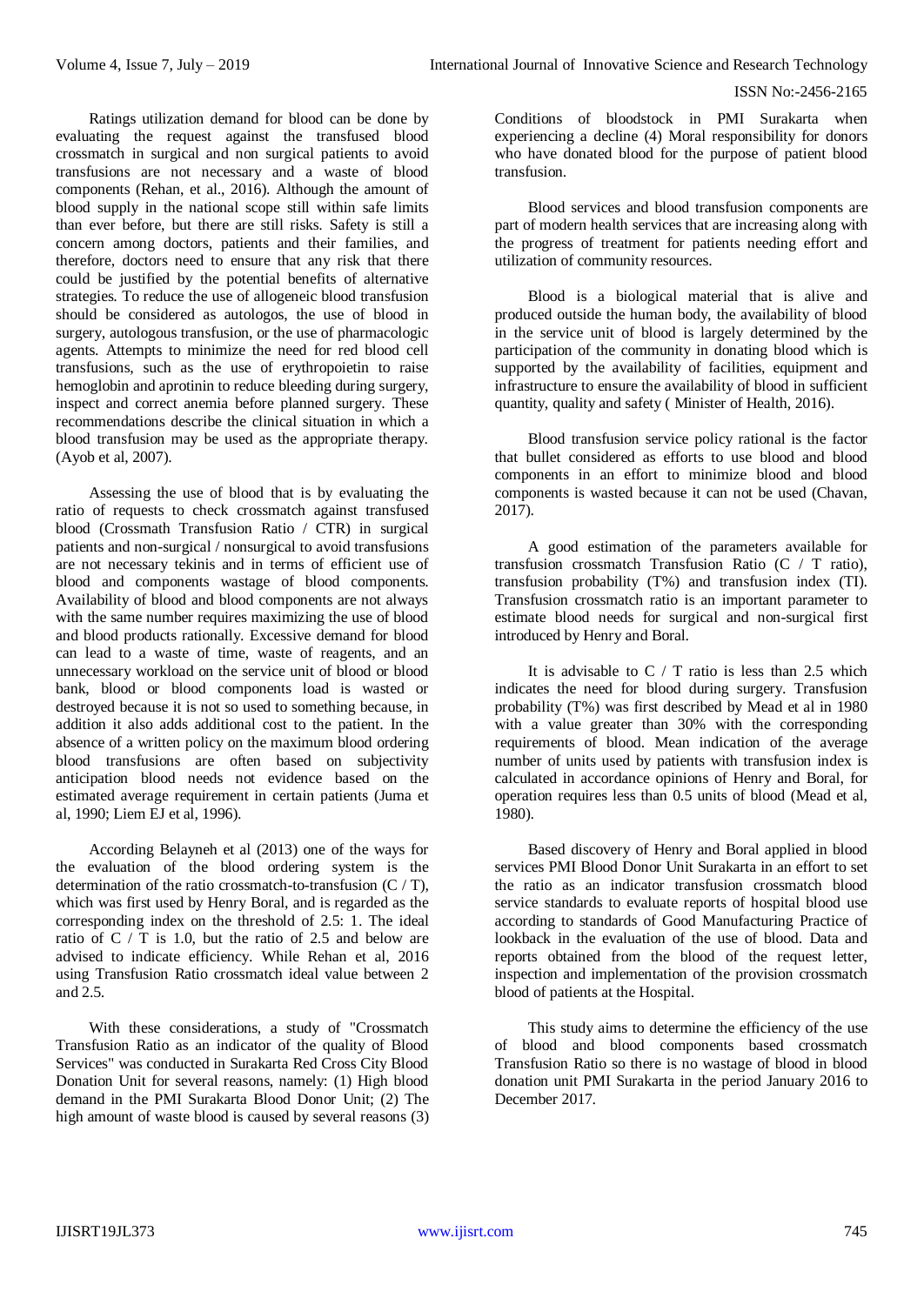Ratings utilization demand for blood can be done by evaluating the request against the transfused blood crossmatch in surgical and non surgical patients to avoid transfusions are not necessary and a waste of blood components (Rehan, et al., 2016). Although the amount of blood supply in the national scope still within safe limits than ever before, but there are still risks. Safety is still a concern among doctors, patients and their families, and therefore, doctors need to ensure that any risk that there could be justified by the potential benefits of alternative strategies. To reduce the use of allogeneic blood transfusion should be considered as autologos, the use of blood in surgery, autologous transfusion, or the use of pharmacologic agents. Attempts to minimize the need for red blood cell transfusions, such as the use of erythropoietin to raise hemoglobin and aprotinin to reduce bleeding during surgery, inspect and correct anemia before planned surgery. These recommendations describe the clinical situation in which a blood transfusion may be used as the appropriate therapy. (Ayob et al, 2007).

Assessing the use of blood that is by evaluating the ratio of requests to check crossmatch against transfused blood (Crossmath Transfusion Ratio / CTR) in surgical patients and non-surgical / nonsurgical to avoid transfusions are not necessary tekinis and in terms of efficient use of blood and components wastage of blood components. Availability of blood and blood components are not always with the same number requires maximizing the use of blood and blood products rationally. Excessive demand for blood can lead to a waste of time, waste of reagents, and an unnecessary workload on the service unit of blood or blood bank, blood or blood components load is wasted or destroyed because it is not so used to something because, in addition it also adds additional cost to the patient. In the absence of a written policy on the maximum blood ordering blood transfusions are often based on subjectivity anticipation blood needs not evidence based on the estimated average requirement in certain patients (Juma et al, 1990; Liem EJ et al, 1996).

According Belayneh et al (2013) one of the ways for the evaluation of the blood ordering system is the determination of the ratio crossmatch-to-transfusion (C / T), which was first used by Henry Boral, and is regarded as the corresponding index on the threshold of 2.5: 1. The ideal ratio of C / T is 1.0, but the ratio of 2.5 and below are advised to indicate efficiency. While Rehan et al, 2016 using Transfusion Ratio crossmatch ideal value between 2 and 2.5.

With these considerations, a study of "Crossmatch Transfusion Ratio as an indicator of the quality of Blood Services" was conducted in Surakarta Red Cross City Blood Donation Unit for several reasons, namely: (1) High blood demand in the PMI Surakarta Blood Donor Unit; (2) The high amount of waste blood is caused by several reasons (3) Conditions of bloodstock in PMI Surakarta when experiencing a decline (4) Moral responsibility for donors who have donated blood for the purpose of patient blood transfusion.

Blood services and blood transfusion components are part of modern health services that are increasing along with the progress of treatment for patients needing effort and utilization of community resources.

Blood is a biological material that is alive and produced outside the human body, the availability of blood in the service unit of blood is largely determined by the participation of the community in donating blood which is supported by the availability of facilities, equipment and infrastructure to ensure the availability of blood in sufficient quantity, quality and safety ( Minister of Health, 2016).

Blood transfusion service policy rational is the factor that bullet considered as efforts to use blood and blood components in an effort to minimize blood and blood components is wasted because it can not be used (Chavan, 2017).

A good estimation of the parameters available for transfusion crossmatch Transfusion Ratio (C / T ratio), transfusion probability (T%) and transfusion index (TI). Transfusion crossmatch ratio is an important parameter to estimate blood needs for surgical and non-surgical first introduced by Henry and Boral.

It is advisable to C / T ratio is less than 2.5 which indicates the need for blood during surgery. Transfusion probability (T%) was first described by Mead et al in 1980 with a value greater than 30% with the corresponding requirements of blood. Mean indication of the average number of units used by patients with transfusion index is calculated in accordance opinions of Henry and Boral, for operation requires less than 0.5 units of blood (Mead et al, 1980).

Based discovery of Henry and Boral applied in blood services PMI Blood Donor Unit Surakarta in an effort to set the ratio as an indicator transfusion crossmatch blood service standards to evaluate reports of hospital blood use according to standards of Good Manufacturing Practice of lookback in the evaluation of the use of blood. Data and reports obtained from the blood of the request letter, inspection and implementation of the provision crossmatch blood of patients at the Hospital.

This study aims to determine the efficiency of the use of blood and blood components based crossmatch Transfusion Ratio so there is no wastage of blood in blood donation unit PMI Surakarta in the period January 2016 to December 2017.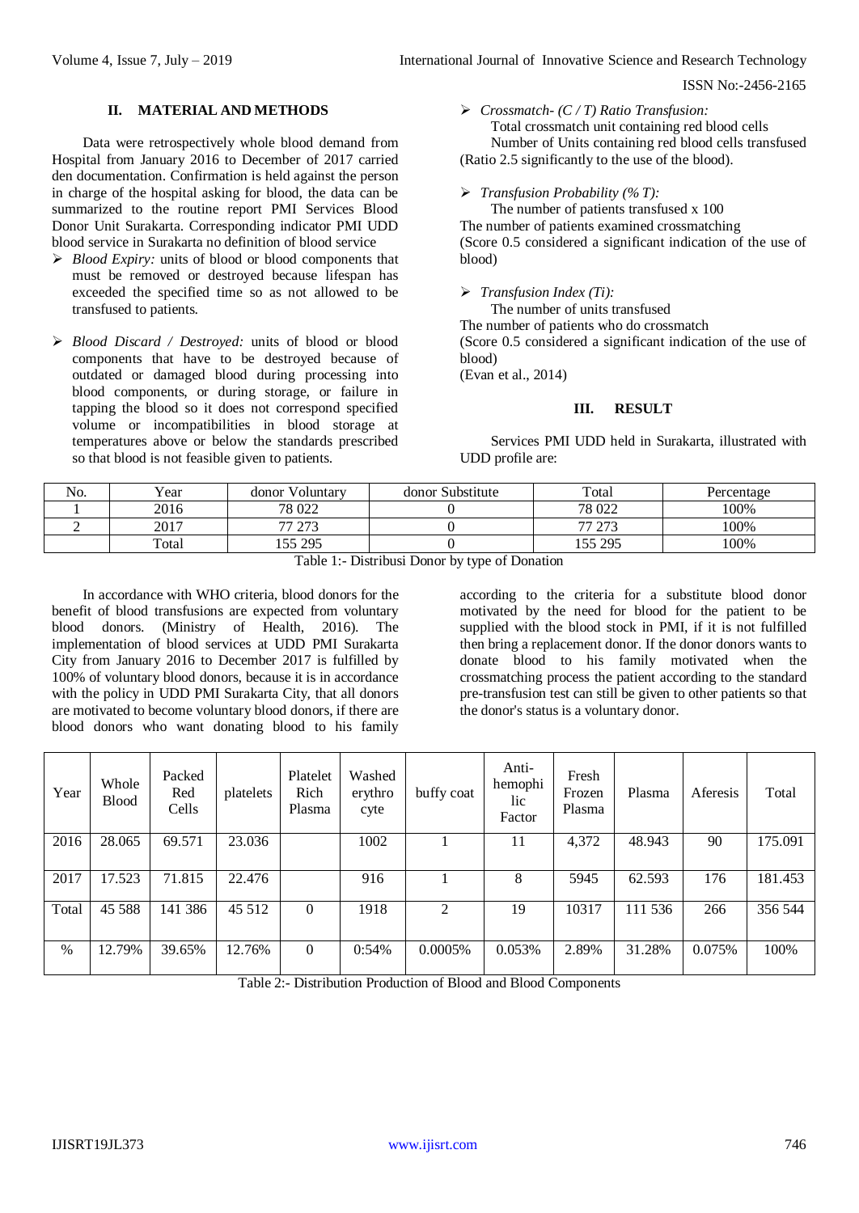## II. MATERIAL AND METHODS

Data were retrospectively whole blood demand from Hospital from January 2016 to December of 2017 carried den documentation. Confirmation is held against the person in charge of the hospital asking for blood, the data can be summarized to the routine report PMI Services Blood Donor Unit Surakarta. Corresponding indicator PMI UDD blood service in Surakarta no definition of blood service

- *Blood Expiry:* units of blood or blood components that must be removed or destroyed because lifespan has exceeded the specified time so as not allowed to be transfused to patients.
- *Blood Discard / Destroyed:* units of blood or blood components that have to be destroyed because of outdated or damaged blood during processing into blood components, or during storage, or failure in tapping the blood so it does not correspond specified volume or incompatibilities in blood storage at temperatures above or below the standards prescribed so that blood is not feasible given to patients.
- *Crossmatch- (C / T) Ratio Transfusion:*

  Total crossmatch unit containing red blood cells

  Number of Units containing red blood cells transfused

(Ratio 2.5 significantly to the use of the blood).

- *Transfusion Probability (% T):*

  The number of patients transfused x 100

The number of patients examined crossmatching

(Score 0.5 considered a significant indication of the use of blood)

- *Transfusion Index (Ti):*

  The number of units transfused

The number of patients who do crossmatch

(Score 0.5 considered a significant indication of the use of blood)

(Evan et al., 2014)

## III. RESULT

Services PMI UDD held in Surakarta, illustrated with UDD profile are:

| No. | Year | donor Voluntary | donor Substitute | Total | Percentage |
|---|---|---|---|---|---|
| 1 | 2016 | 78 022 | 0 | 78 022 | 100% |
| 2 | 2017 | 77 273 | 0 | 77 273 | 100% |
| | Total | 155 295 | 0 | 155 295 | 100% |

Table 1:- Distribusi Donor by type of Donation

In accordance with WHO criteria, blood donors for the benefit of blood transfusions are expected from voluntary blood donors. (Ministry of Health, 2016). The implementation of blood services at UDD PMI Surakarta City from January 2016 to December 2017 is fulfilled by 100% of voluntary blood donors, because it is in accordance with the policy in UDD PMI Surakarta City, that all donors are motivated to become voluntary blood donors, if there are blood donors who want donating blood to his family according to the criteria for a substitute blood donor motivated by the need for blood for the patient to be supplied with the blood stock in PMI, if it is not fulfilled then bring a replacement donor. If the donor donors wants to donate blood to his family motivated when the crossmatching process the patient according to the standard pre-transfusion test can still be given to other patients so that the donor's status is a voluntary donor.

| Year | Whole Blood | Packed Red Cells | platelets | Platelet Rich Plasma | Washed erythro cyte | buffy coat | Anti-hemophi lic Factor | Fresh Frozen Plasma | Plasma | Aferesis | Total |
|---|---|---|---|---|---|---|---|---|---|---|---|
| 2016 | 28.065 | 69.571 | 23.036 | | 1002 | 1 | 11 | 4,372 | 48.943 | 90 | 175.091 |
| 2017 | 17.523 | 71.815 | 22.476 | | 916 | 1 | 8 | 5945 | 62.593 | 176 | 181.453 |
| Total | 45 588 | 141 386 | 45 512 | 0 | 1918 | 2 | 19 | 10317 | 111 536 | 266 | 356 544 |
| % | 12.79% | 39.65% | 12.76% | 0 | 0:54% | 0.0005% | 0.053% | 2.89% | 31.28% | 0.075% | 100% |

Table 2:- Distribution Production of Blood and Blood Components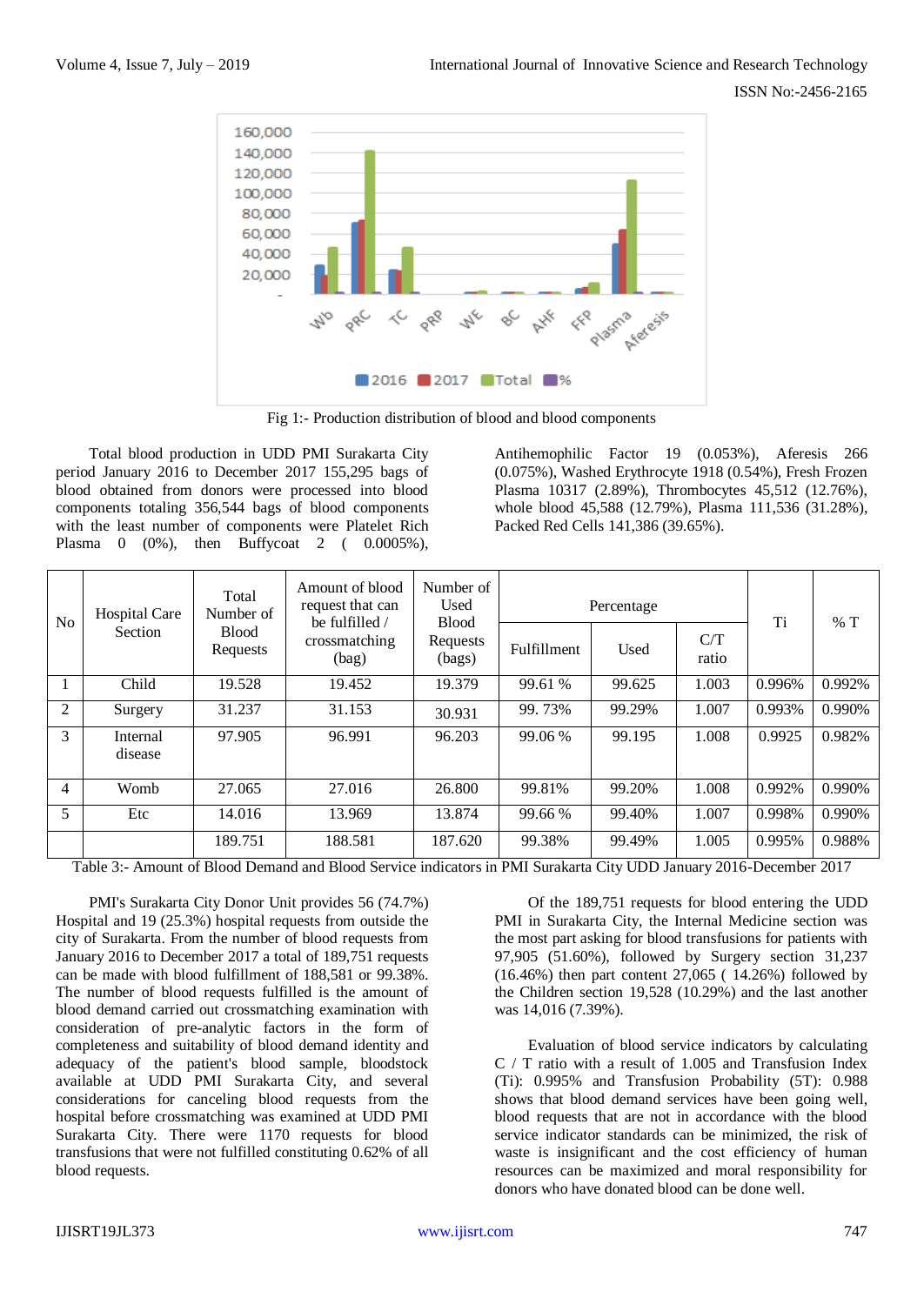Fig 1:- Production distribution of blood and blood components

Total blood production in UDD PMI Surakarta City period January 2016 to December 2017 155,295 bags of blood obtained from donors were processed into blood components totaling 356,544 bags of blood components with the least number of components were Platelet Rich Plasma 0 (0%), then Buffycoat 2 ( 0.0005%), Antihemophilic Factor 19 (0.053%), Aferesis 266 (0.075%), Washed Erythrocyte 1918 (0.54%), Fresh Frozen Plasma 10317 (2.89%), Thrombocytes 45,512 (12.76%), whole blood 45,588 (12.79%), Plasma 111,536 (31.28%), Packed Red Cells 141,386 (39.65%).

| No | Hospital Care Section | Total Number of Blood Requests | Amount of blood request that can be fulfilled / crossmatching (bag) | Number of Used Blood Requests (bags) | Percentage | | | Ti | % T |
|---|---|---|---|---|---|---|---|---|---|
| | | | | | Fulfillment | Used | C/T ratio | | |
| 1 | Child | 19.528 | 19.452 | 19.379 | 99.61 % | 99.625 | 1.003 | 0.996% | 0.992% |
| 2 | Surgery | 31.237 | 31.153 | 30.931 | 99. 73% | 99.29% | 1.007 | 0.993% | 0.990% |
| 3 | Internal disease | 97.905 | 96.991 | 96.203 | 99.06 % | 99.195 | 1.008 | 0.9925 | 0.982% |
| 4 | Womb | 27.065 | 27.016 | 26.800 | 99.81% | 99.20% | 1.008 | 0.992% | 0.990% |
| 5 | Etc | 14.016 | 13.969 | 13.874 | 99.66 % | 99.40% | 1.007 | 0.998% | 0.990% |
| | | 189.751 | 188.581 | 187.620 | 99.38% | 99.49% | 1.005 | 0.995% | 0.988% |

Table 3:- Amount of Blood Demand and Blood Service indicators in PMI Surakarta City UDD January 2016-December 2017

PMI's Surakarta City Donor Unit provides 56 (74.7%) Hospital and 19 (25.3%) hospital requests from outside the city of Surakarta. From the number of blood requests from January 2016 to December 2017 a total of 189,751 requests can be made with blood fulfillment of 188,581 or 99.38%. The number of blood requests fulfilled is the amount of blood demand carried out crossmatching examination with consideration of pre-analytic factors in the form of completeness and suitability of blood demand identity and adequacy of the patient's blood sample, bloodstock available at UDD PMI Surakarta City, and several considerations for canceling blood requests from the hospital before crossmatching was examined at UDD PMI Surakarta City. There were 1170 requests for blood transfusions that were not fulfilled constituting 0.62% of all blood requests.

Of the 189,751 requests for blood entering the UDD PMI in Surakarta City, the Internal Medicine section was the most part asking for blood transfusions for patients with 97,905 (51.60%), followed by Surgery section 31,237 (16.46%) then part content 27,065 ( 14.26%) followed by the Children section 19,528 (10.29%) and the last another was 14,016 (7.39%).

Evaluation of blood service indicators by calculating C / T ratio with a result of 1.005 and Transfusion Index (Ti): 0.995% and Transfusion Probability (5T): 0.988 shows that blood demand services have been going well, blood requests that are not in accordance with the blood service indicator standards can be minimized, the risk of waste is insignificant and the cost efficiency of human resources can be maximized and moral responsibility for donors who have donated blood can be done well.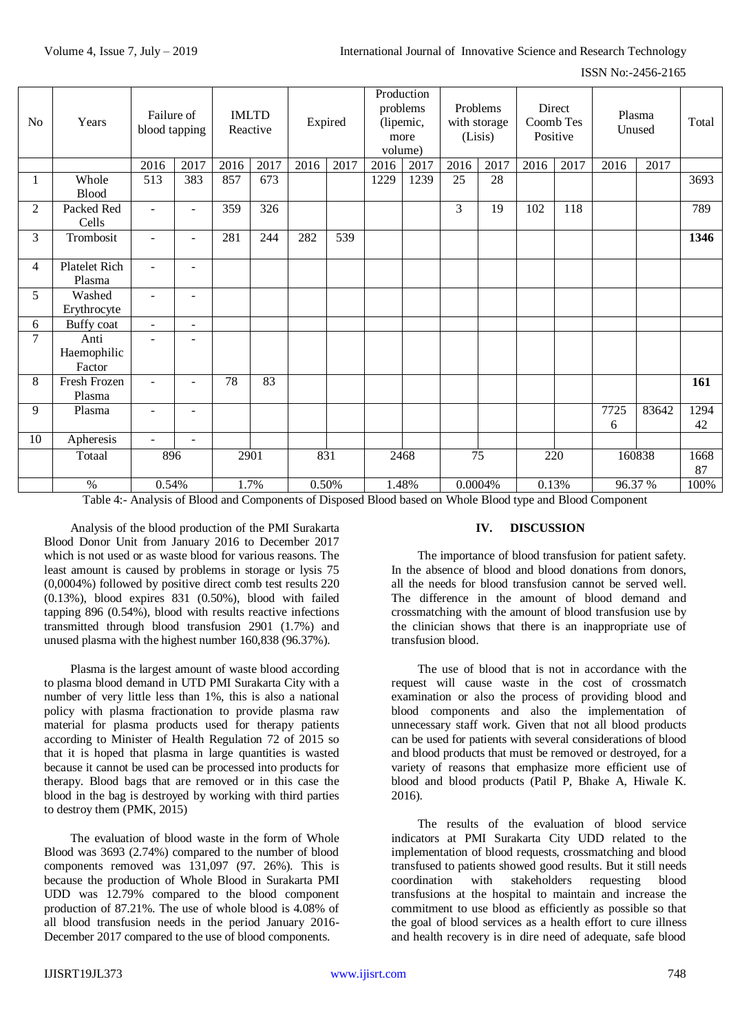| No | Years | Failure of blood tapping | | IMLTD Reactive | | Expired | | Production problems (lipemic, more volume) | | Problems with storage (Lisis) | | Direct Coomb Tes Positive | | Plasma Unused | | Total |
|---|---|---|---|---|---|---|---|---|---|---|---|---|---|---|---|---|
| | | 2016 | 2017 | 2016 | 2017 | 2016 | 2017 | 2016 | 2017 | 2016 | 2017 | 2016 | 2017 | 2016 | 2017 | |
| 1 | Whole Blood | 513 | 383 | 857 | 673 | | | 1229 | 1239 | 25 | 28 | | | | | 3693 |
| 2 | Packed Red Cells | - | - | 359 | 326 | | | | | 3 | 19 | 102 | 118 | | | 789 |
| 3 | Trombosit | - | - | 281 | 244 | 282 | 539 | | | | | | | | | **1346** |
| 4 | Platelet Rich Plasma | - | - | | | | | | | | | | | | | |
| 5 | Washed Erythrocyte | - | - | | | | | | | | | | | | | |
| 6 | Buffy coat | - | - | | | | | | | | | | | | | |
| 7 | Anti Haemophilic Factor | - | - | | | | | | | | | | | | | |
| 8 | Fresh Frozen Plasma | - | - | 78 | 83 | | | | | | | | | | | **161** |
| 9 | Plasma | - | - | | | | | | | | | | | 77256 | 83642 | 129442 |
| 10 | Apheresis | - | - | | | | | | | | | | | | | |
| | Totaal | 896 | | 2901 | | 831 | | 2468 | | 75 | | 220 | | 160838 | | 166887 |
| | % | 0.54% | | 1.7% | | 0.50% | | 1.48% | | 0.0004% | | 0.13% | | 96.37 % | | 100% |

Table 4:- Analysis of Blood and Components of Disposed Blood based on Whole Blood type and Blood Component

Analysis of the blood production of the PMI Surakarta Blood Donor Unit from January 2016 to December 2017 which is not used or as waste blood for various reasons. The least amount is caused by problems in storage or lysis 75 (0,0004%) followed by positive direct comb test results 220 (0.13%), blood expires 831 (0.50%), blood with failed tapping 896 (0.54%), blood with results reactive infections transmitted through blood transfusion 2901 (1.7%) and unused plasma with the highest number 160,838 (96.37%).

Plasma is the largest amount of waste blood according to plasma blood demand in UTD PMI Surakarta City with a number of very little less than 1%, this is also a national policy with plasma fractionation to provide plasma raw material for plasma products used for therapy patients according to Minister of Health Regulation 72 of 2015 so that it is hoped that plasma in large quantities is wasted because it cannot be used can be processed into products for therapy. Blood bags that are removed or in this case the blood in the bag is destroyed by working with third parties to destroy them (PMK, 2015)

The evaluation of blood waste in the form of Whole Blood was 3693 (2.74%) compared to the number of blood components removed was 131,097 (97. 26%). This is because the production of Whole Blood in Surakarta PMI UDD was 12.79% compared to the blood component production of 87.21%. The use of whole blood is 4.08% of all blood transfusion needs in the period January 2016-December 2017 compared to the use of blood components.

## IV. DISCUSSION

The importance of blood transfusion for patient safety. In the absence of blood and blood donations from donors, all the needs for blood transfusion cannot be served well. The difference in the amount of blood demand and crossmatching with the amount of blood transfusion use by the clinician shows that there is an inappropriate use of transfusion blood.

The use of blood that is not in accordance with the request will cause waste in the cost of crossmatch examination or also the process of providing blood and blood components and also the implementation of unnecessary staff work. Given that not all blood products can be used for patients with several considerations of blood and blood products that must be removed or destroyed, for a variety of reasons that emphasize more efficient use of blood and blood products (Patil P, Bhake A, Hiwale K. 2016).

The results of the evaluation of blood service indicators at PMI Surakarta City UDD related to the implementation of blood requests, crossmatching and blood transfused to patients showed good results. But it still needs coordination with stakeholders requesting blood transfusions at the hospital to maintain and increase the commitment to use blood as efficiently as possible so that the goal of blood services as a health effort to cure illness and health recovery is in dire need of adequate, safe blood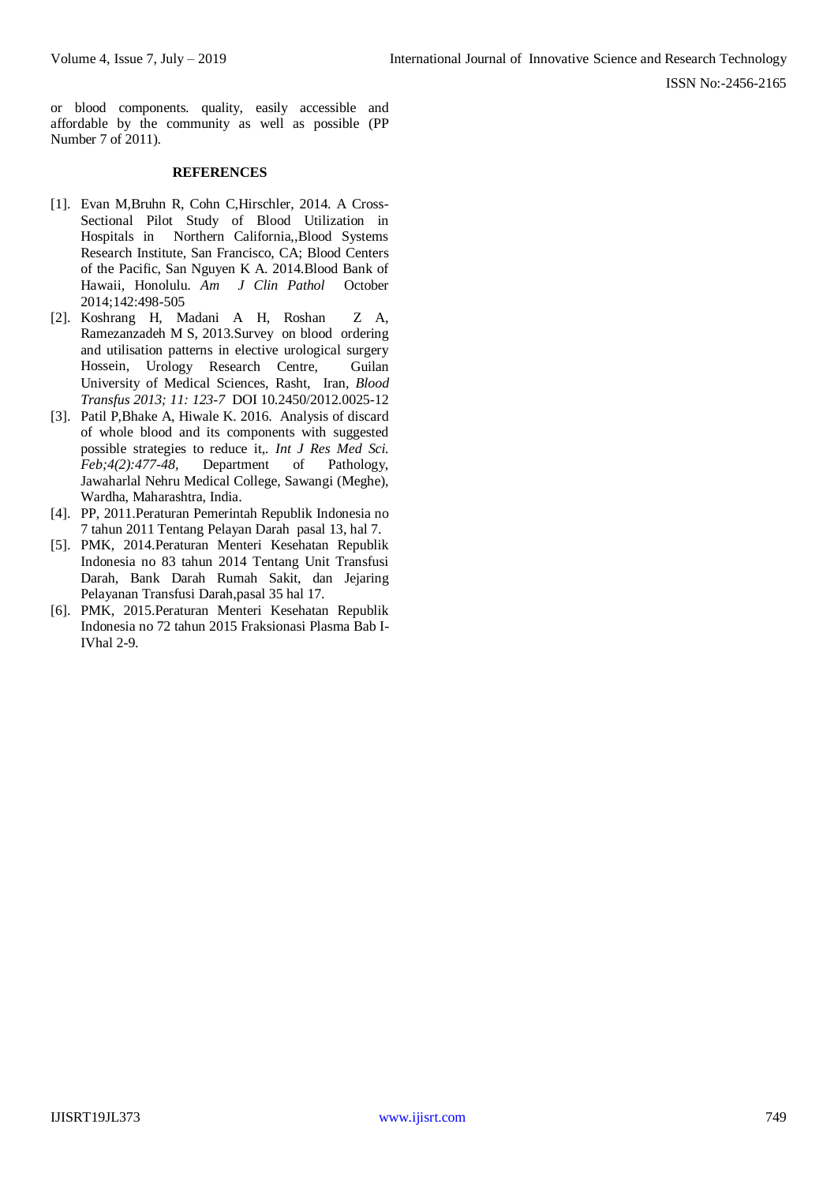or blood components. quality, easily accessible and affordable by the community as well as possible (PP Number 7 of 2011).

## REFERENCES

[1]. Evan M,Bruhn R, Cohn C,Hirschler, 2014. A Cross-Sectional Pilot Study of Blood Utilization in Hospitals in Northern California,,Blood Systems Research Institute, San Francisco, CA; Blood Centers of the Pacific, San Nguyen K A. 2014.Blood Bank of Hawaii, Honolulu. *Am J Clin Pathol* October 2014;142:498-505

[2]. Koshrang H, Madani A H, Roshan Z A, Ramezanzadeh M S, 2013.Survey on blood ordering and utilisation patterns in elective urological surgery Hossein, Urology Research Centre, Guilan University of Medical Sciences, Rasht, Iran, *Blood Transfus 2013; 11: 123-7* DOI 10.2450/2012.0025-12

[3]. Patil P,Bhake A, Hiwale K. 2016. Analysis of discard of whole blood and its components with suggested possible strategies to reduce it,. *Int J Res Med Sci. Feb;4(2):477-48*, Department of Pathology, Jawaharlal Nehru Medical College, Sawangi (Meghe), Wardha, Maharashtra, India.

[4]. PP, 2011.Peraturan Pemerintah Republik Indonesia no 7 tahun 2011 Tentang Pelayan Darah pasal 13, hal 7.

[5]. PMK, 2014.Peraturan Menteri Kesehatan Republik Indonesia no 83 tahun 2014 Tentang Unit Transfusi Darah, Bank Darah Rumah Sakit, dan Jejaring Pelayanan Transfusi Darah,pasal 35 hal 17.

[6]. PMK, 2015.Peraturan Menteri Kesehatan Republik Indonesia no 72 tahun 2015 Fraksionasi Plasma Bab I-IVhal 2-9.